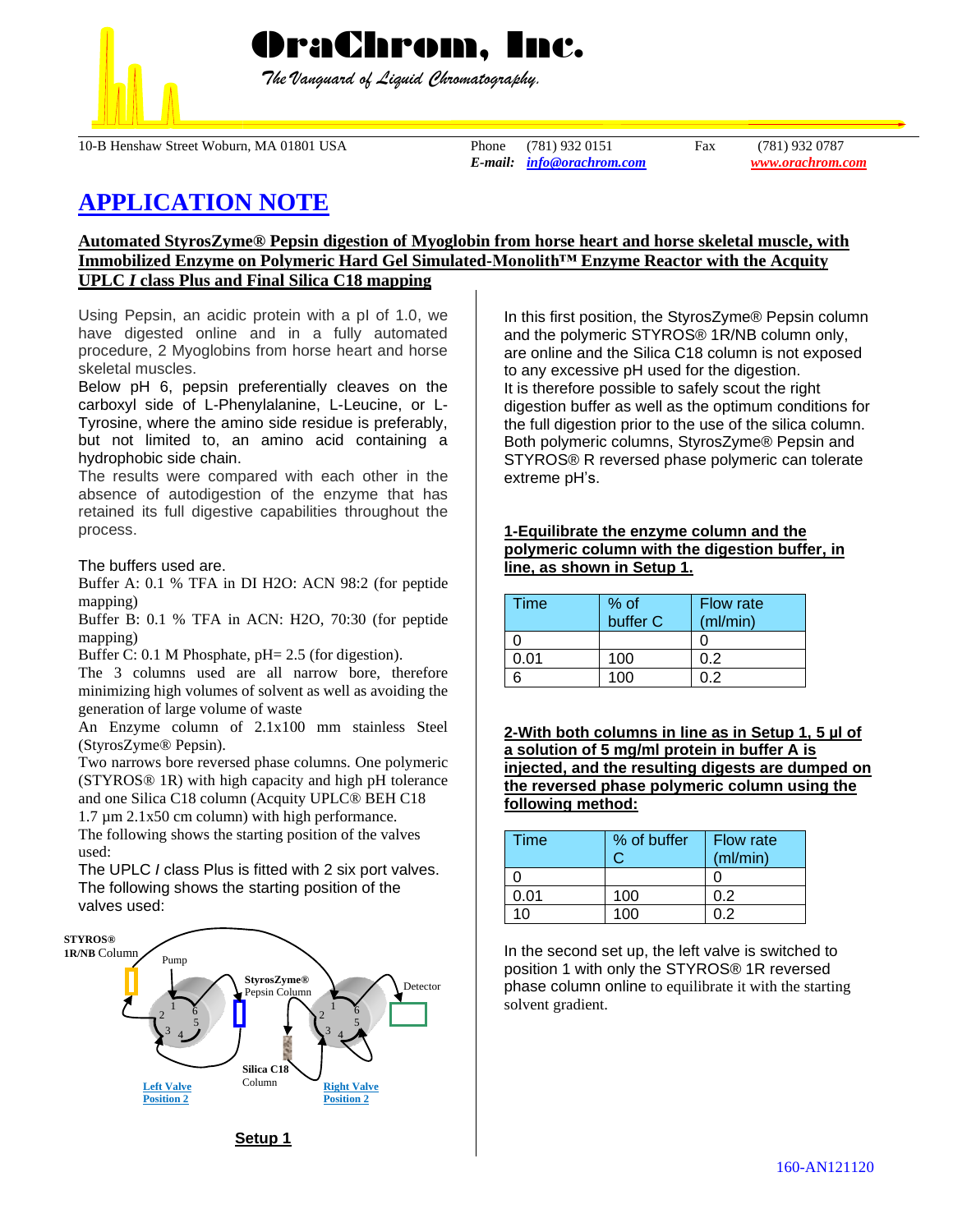# OraChrom, Inc.

*The Vanguard of Liquid Chromatography.*

10-B Henshaw Street Woburn, MA 01801 USA    Phone (781) 932 0151    Fax (781) 932 0787
*E-mail:* *info@orachrom.com*    *www.orachrom.com*

# APPLICATION NOTE

**Automated StyrosZyme® Pepsin digestion of Myoglobin from horse heart and horse skeletal muscle, with Immobilized Enzyme on Polymeric Hard Gel Simulated-Monolith™ Enzyme Reactor with the Acquity UPLC *I* class Plus and Final Silica C18 mapping**

Using Pepsin, an acidic protein with a pI of 1.0, we have digested online and in a fully automated procedure, 2 Myoglobins from horse heart and horse skeletal muscles.

Below pH 6, pepsin preferentially cleaves on the carboxyl side of L-Phenylalanine, L-Leucine, or L-Tyrosine, where the amino side residue is preferably, but not limited to, an amino acid containing a hydrophobic side chain.

The results were compared with each other in the absence of autodigestion of the enzyme that has retained its full digestive capabilities throughout the process.

The buffers used are.

Buffer A: 0.1 % TFA in DI H2O: ACN 98:2 (for peptide mapping)

Buffer B: 0.1 % TFA in ACN: H2O, 70:30 (for peptide mapping)

Buffer C: 0.1 M Phosphate, pH= 2.5 (for digestion).

The 3 columns used are all narrow bore, therefore minimizing high volumes of solvent as well as avoiding the generation of large volume of waste

An Enzyme column of 2.1x100 mm stainless Steel (StyrosZyme® Pepsin).

Two narrows bore reversed phase columns. One polymeric (STYROS® 1R) with high capacity and high pH tolerance and one Silica C18 column (Acquity UPLC® BEH C18 1.7 µm 2.1x50 cm column) with high performance.

The following shows the starting position of the valves used:

The UPLC *I* class Plus is fitted with 2 six port valves. The following shows the starting position of the valves used:

STYROS® 1R/NB Column — Pump — StyrosZyme® Pepsin Column — Detector — Silica C18 Column — Left Valve Position 2 — Right Valve Position 2

**Setup 1**

In this first position, the StyrosZyme® Pepsin column and the polymeric STYROS® 1R/NB column only, are online and the Silica C18 column is not exposed to any excessive pH used for the digestion.

It is therefore possible to safely scout the right digestion buffer as well as the optimum conditions for the full digestion prior to the use of the silica column. Both polymeric columns, StyrosZyme® Pepsin and STYROS® R reversed phase polymeric can tolerate extreme pH's.

**1-Equilibrate the enzyme column and the polymeric column with the digestion buffer, in line, as shown in Setup 1.**

| Time | % of buffer C | Flow rate (ml/min) |
|---|---|---|
| 0 | | 0 |
| 0.01 | 100 | 0.2 |
| 6 | 100 | 0.2 |

**2-With both columns in line as in Setup 1, 5 µl of a solution of 5 mg/ml protein in buffer A is injected, and the resulting digests are dumped on the reversed phase polymeric column using the following method:**

| Time | % of buffer C | Flow rate (ml/min) |
|---|---|---|
| 0 | | 0 |
| 0.01 | 100 | 0.2 |
| 10 | 100 | 0.2 |

In the second set up, the left valve is switched to position 1 with only the STYROS® 1R reversed phase column online to equilibrate it with the starting solvent gradient.

160-AN121120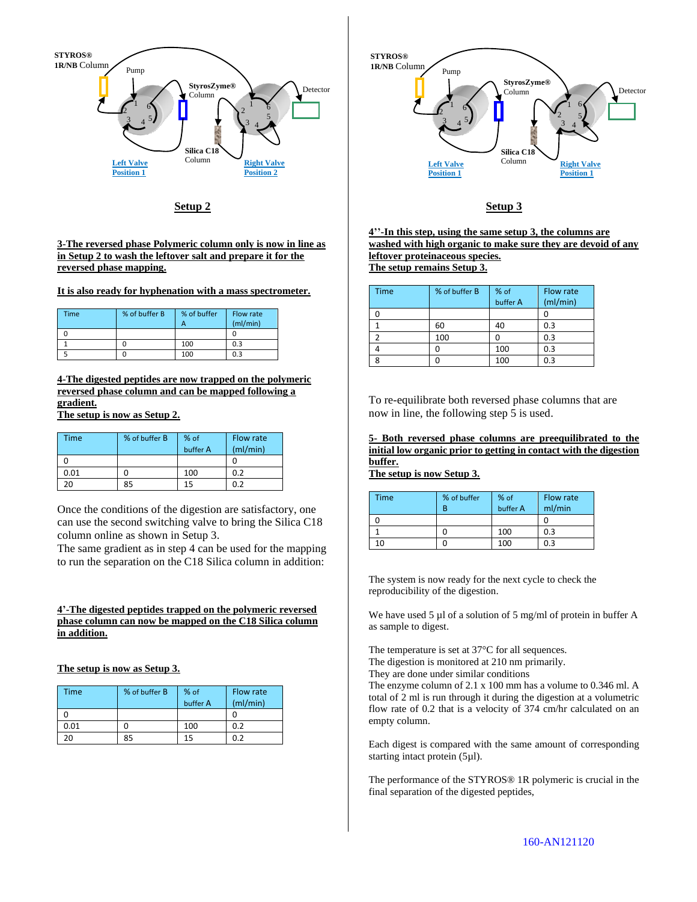STYROS® 1R/NB Column

Pump

StyrosZyme® Column

Detector

Silica C18 Column

Left Valve Position 1

Right Valve Position 2

**Setup 2**

**3-The reversed phase Polymeric column only is now in line as in Setup 2 to wash the leftover salt and prepare it for the reversed phase mapping.**

**It is also ready for hyphenation with a mass spectrometer.**

| Time | % of buffer B | % of buffer A | Flow rate (ml/min) |
|---|---|---|---|
| 0 | | | 0 |
| 1 | 0 | 100 | 0.3 |
| 5 | 0 | 100 | 0.3 |

**4-The digested peptides are now trapped on the polymeric reversed phase column and can be mapped following a gradient.**
**The setup is now as Setup 2.**

| Time | % of buffer B | % of buffer A | Flow rate (ml/min) |
|---|---|---|---|
| 0 | | | 0 |
| 0.01 | 0 | 100 | 0.2 |
| 20 | 85 | 15 | 0.2 |

Once the conditions of the digestion are satisfactory, one can use the second switching valve to bring the Silica C18 column online as shown in Setup 3.
The same gradient as in step 4 can be used for the mapping to run the separation on the C18 Silica column in addition:

**4'-The digested peptides trapped on the polymeric reversed phase column can now be mapped on the C18 Silica column in addition.**

**The setup is now as Setup 3.**

| Time | % of buffer B | % of buffer A | Flow rate (ml/min) |
|---|---|---|---|
| 0 | | | 0 |
| 0.01 | 0 | 100 | 0.2 |
| 20 | 85 | 15 | 0.2 |

STYROS® 1R/NB Column

Pump

StyrosZyme® Column

Detector

Silica C18 Column

Left Valve Position 1

Right Valve Position 1

**Setup 3**

**4''-In this step, using the same setup 3, the columns are washed with high organic to make sure they are devoid of any leftover proteinaceous species.**
**The setup remains Setup 3.**

| Time | % of buffer B | % of buffer A | Flow rate (ml/min) |
|---|---|---|---|
| 0 | | | 0 |
| 1 | 60 | 40 | 0.3 |
| 2 | 100 | 0 | 0.3 |
| 4 | 0 | 100 | 0.3 |
| 8 | 0 | 100 | 0.3 |

To re-equilibrate both reversed phase columns that are now in line, the following step 5 is used.

**5- Both reversed phase columns are preequilibrated to the initial low organic prior to getting in contact with the digestion buffer.**
**The setup is now Setup 3.**

| Time | % of buffer B | % of buffer A | Flow rate ml/min |
|---|---|---|---|
| 0 | | | 0 |
| 1 | 0 | 100 | 0.3 |
| 10 | 0 | 100 | 0.3 |

The system is now ready for the next cycle to check the reproducibility of the digestion.

We have used 5 µl of a solution of 5 mg/ml of protein in buffer A as sample to digest.

The temperature is set at 37°C for all sequences.
The digestion is monitored at 210 nm primarily.
They are done under similar conditions
The enzyme column of 2.1 x 100 mm has a volume to 0.346 ml. A total of 2 ml is run through it during the digestion at a volumetric flow rate of 0.2 that is a velocity of 374 cm/hr calculated on an empty column.

Each digest is compared with the same amount of corresponding starting intact protein (5µl).

The performance of the STYROS® 1R polymeric is crucial in the final separation of the digested peptides,

160-AN121120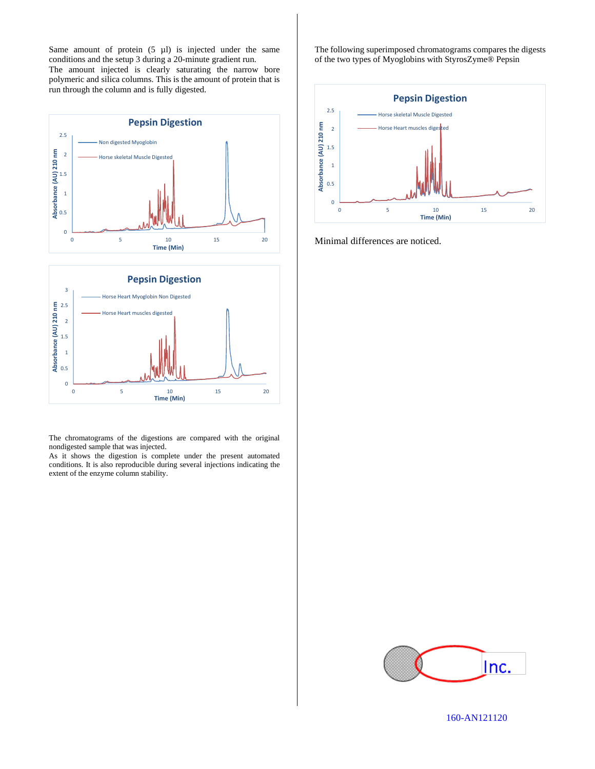Same amount of protein (5 µl) is injected under the same conditions and the setup 3 during a 20-minute gradient run.
The amount injected is clearly saturating the narrow bore polymeric and silica columns. This is the amount of protein that is run through the column and is fully digested.

Pepsin Digestion

Non digested Myoglobin

Horse skeletal Muscle Digested

Absorbance (AU) 210 nm

2.5
2
1.5
1
0.5
0

0
5
10
15
20

Time (Min)

Pepsin Digestion

Horse Heart Myoglobin Non Digested

Horse Heart muscles digested

Absorbance (AU) 210 nm

3
2.5
2
1.5
1
0.5
0

0
5
10
15
20

Time (Min)

The chromatograms of the digestions are compared with the original nondigested sample that was injected.
As it shows the digestion is complete under the present automated conditions. It is also reproducible during several injections indicating the extent of the enzyme column stability.

The following superimposed chromatograms compares the digests of the two types of Myoglobins with StyrosZyme® Pepsin

Pepsin Digestion

Horse skeletal Muscle Digested

Horse Heart muscles digested

Absorbance (AU) 210 nm

2.5
2
1.5
1
0.5
0

0
5
10
15
20

Time (Min)

Minimal differences are noticed.

Inc.